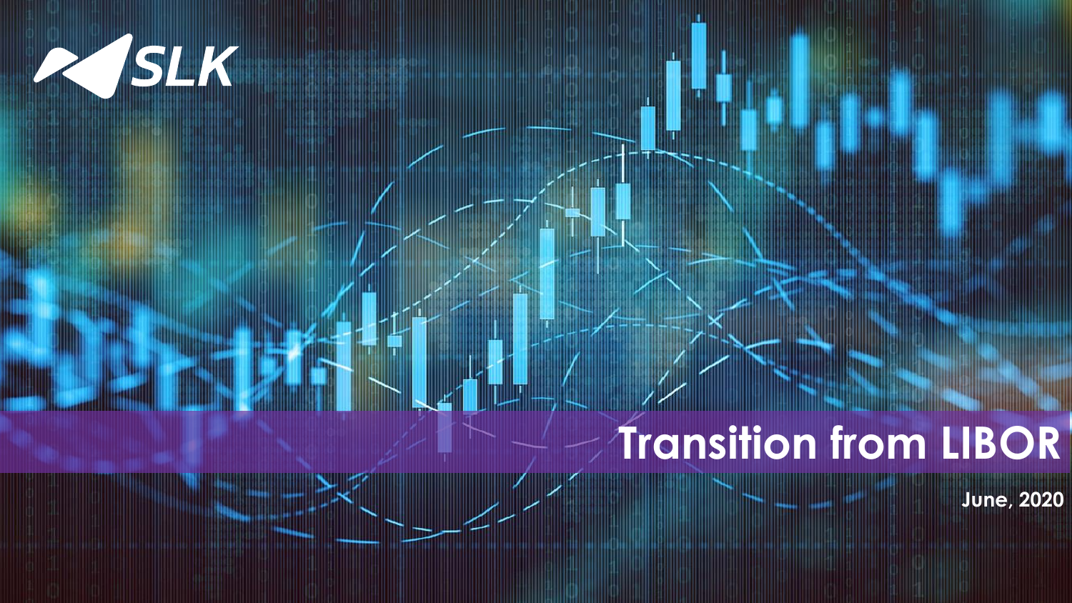SLK

# Transition from LIBOR

June, 2020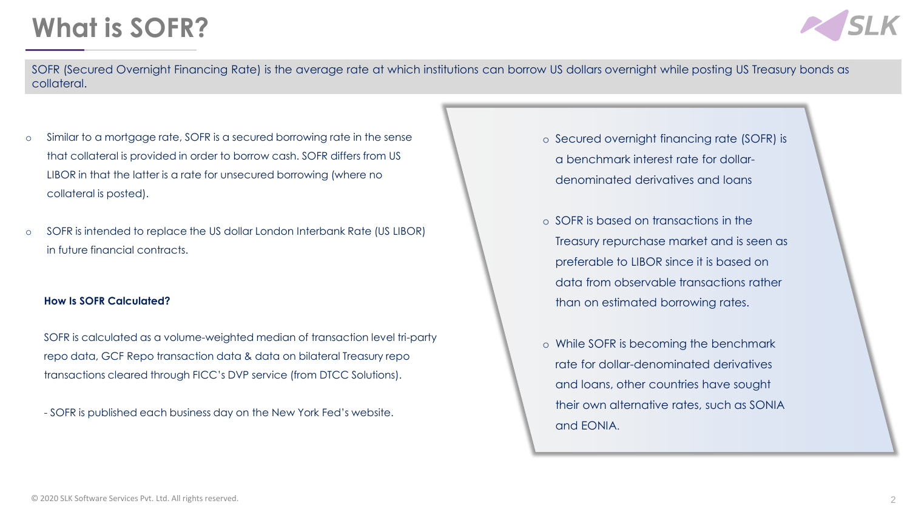# What is SOFR?

SOFR (Secured Overnight Financing Rate) is the average rate at which institutions can borrow US dollars overnight while posting US Treasury bonds as collateral.

- Similar to a mortgage rate, SOFR is a secured borrowing rate in the sense that collateral is provided in order to borrow cash. SOFR differs from US LIBOR in that the latter is a rate for unsecured borrowing (where no collateral is posted).
- SOFR is intended to replace the US dollar London Interbank Rate (US LIBOR) in future financial contracts.

**How Is SOFR Calculated?**

SOFR is calculated as a volume-weighted median of transaction level tri-party repo data, GCF Repo transaction data & data on bilateral Treasury repo transactions cleared through FICC's DVP service (from DTCC Solutions).

- SOFR is published each business day on the New York Fed's website.

- Secured overnight financing rate (SOFR) is a benchmark interest rate for dollar-denominated derivatives and loans
- SOFR is based on transactions in the Treasury repurchase market and is seen as preferable to LIBOR since it is based on data from observable transactions rather than on estimated borrowing rates.
- While SOFR is becoming the benchmark rate for dollar-denominated derivatives and loans, other countries have sought their own alternative rates, such as SONIA and EONIA.

© 2020 SLK Software Services Pvt. Ltd. All rights reserved.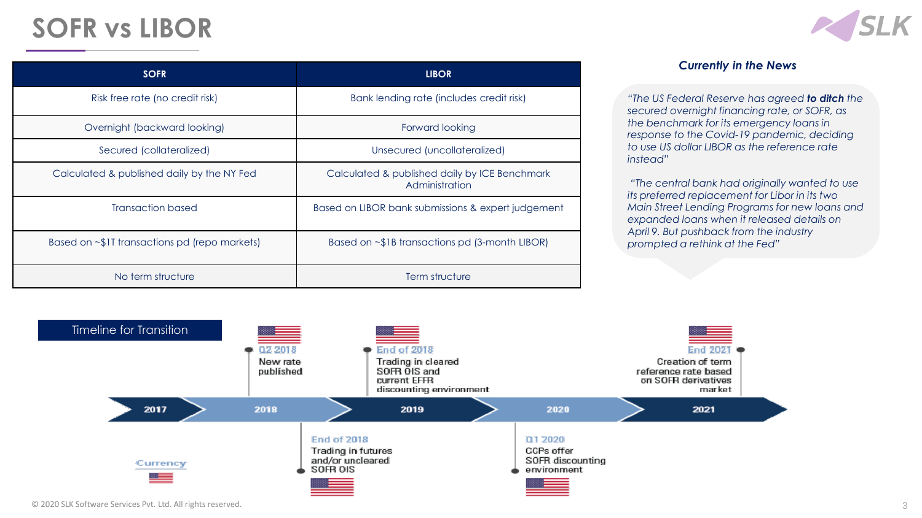# SOFR vs LIBOR

| SOFR | LIBOR |
|---|---|
| Risk free rate (no credit risk) | Bank lending rate (includes credit risk) |
| Overnight (backward looking) | Forward looking |
| Secured (collateralized) | Unsecured (uncollateralized) |
| Calculated & published daily by the NY Fed | Calculated & published daily by ICE Benchmark Administration |
| Transaction based | Based on LIBOR bank submissions & expert judgement |
| Based on ~$1T transactions pd (repo markets) | Based on ~$1B transactions pd (3-month LIBOR) |
| No term structure | Term structure |

### *Currently in the News*

*"The US Federal Reserve has agreed **to ditch** the secured overnight financing rate, or SOFR, as the benchmark for its emergency loans in response to the Covid-19 pandemic, deciding to use US dollar LIBOR as the reference rate instead"*

*"The central bank had originally wanted to use its preferred replacement for Libor in its two Main Street Lending Programs for new loans and expanded loans when it released details on April 9. But pushback from the industry prompted a rethink at the Fed"*

## Timeline for Transition

2017 → 2018 → 2019 → 2020 → 2021

- **Q2 2018**: New rate published
- **End of 2018**: Trading in futures and/or uncleared SOFR OIS
- **End of 2018**: Trading in cleared SOFR OIS and current EFFR discounting environment
- **Q1 2020**: CCPs offer SOFR discounting environment
- **End 2021**: Creation of term reference rate based on SOFR derivatives market

Currency

© 2020 SLK Software Services Pvt. Ltd. All rights reserved.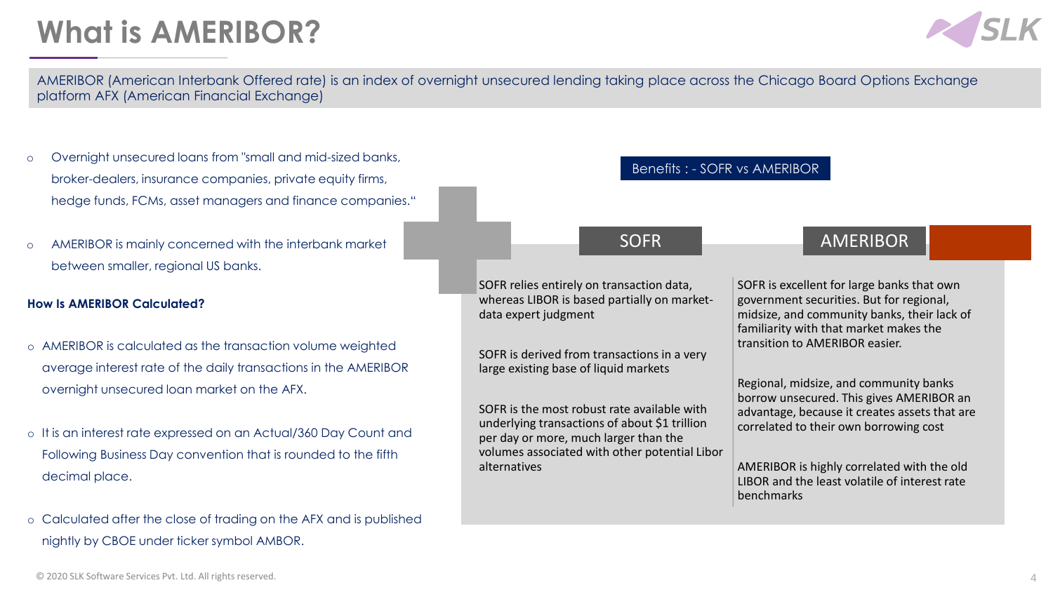# What is AMERIBOR?

AMERIBOR (American Interbank Offered rate) is an index of overnight unsecured lending taking place across the Chicago Board Options Exchange platform AFX (American Financial Exchange)

- Overnight unsecured loans from "small and mid-sized banks, broker-dealers, insurance companies, private equity firms, hedge funds, FCMs, asset managers and finance companies."
- AMERIBOR is mainly concerned with the interbank market between smaller, regional US banks.

**How Is AMERIBOR Calculated?**

- AMERIBOR is calculated as the transaction volume weighted average interest rate of the daily transactions in the AMERIBOR overnight unsecured loan market on the AFX.
- It is an interest rate expressed on an Actual/360 Day Count and Following Business Day convention that is rounded to the fifth decimal place.
- Calculated after the close of trading on the AFX and is published nightly by CBOE under ticker symbol AMBOR.

**Benefits : - SOFR vs AMERIBOR**

| SOFR | AMERIBOR |
| --- | --- |
| SOFR relies entirely on transaction data, whereas LIBOR is based partially on market-data expert judgment | SOFR is excellent for large banks that own government securities. But for regional, midsize, and community banks, their lack of familiarity with that market makes the transition to AMERIBOR easier. |
| SOFR is derived from transactions in a very large existing base of liquid markets | Regional, midsize, and community banks borrow unsecured. This gives AMERIBOR an advantage, because it creates assets that are correlated to their own borrowing cost |
| SOFR is the most robust rate available with underlying transactions of about $1 trillion per day or more, much larger than the volumes associated with other potential Libor alternatives | AMERIBOR is highly correlated with the old LIBOR and the least volatile of interest rate benchmarks |

© 2020 SLK Software Services Pvt. Ltd. All rights reserved.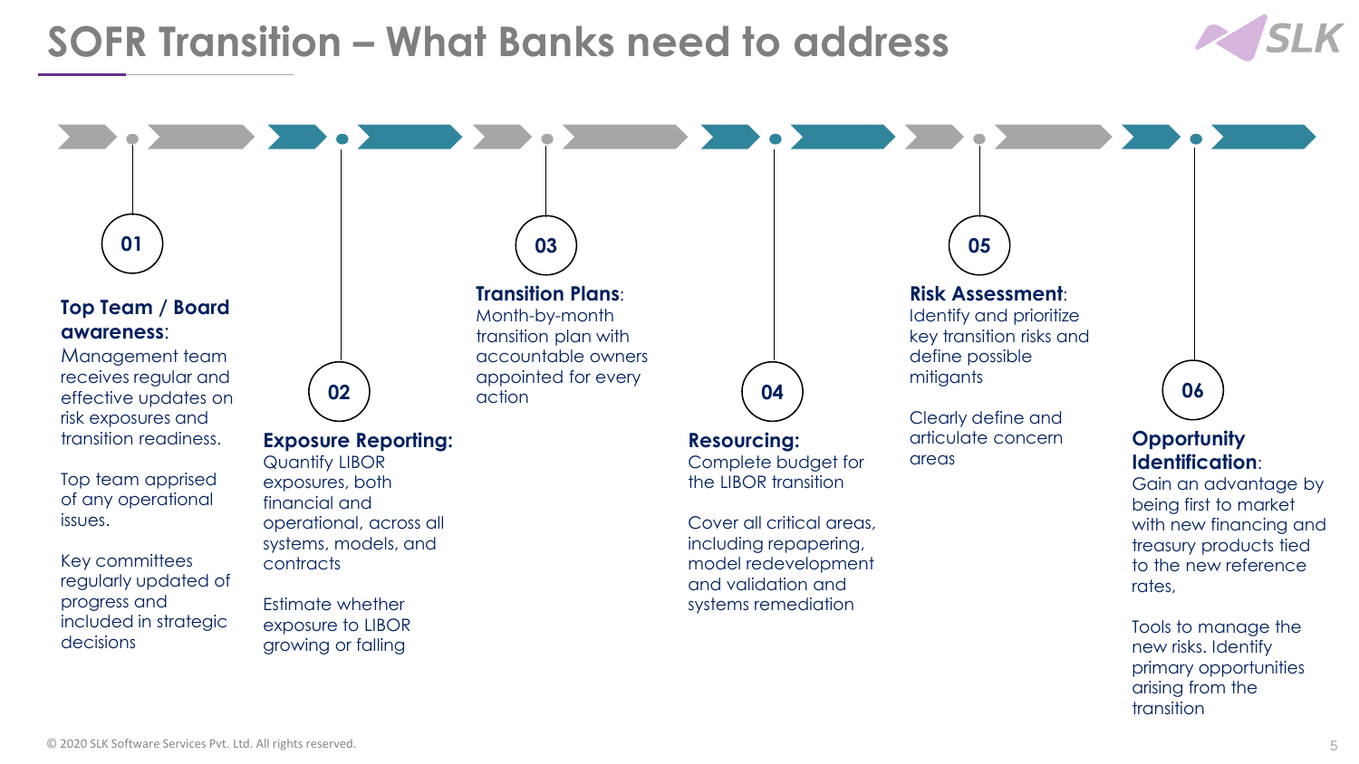# SOFR Transition – What Banks need to address

## 01

**Top Team / Board awareness**:

Management team receives regular and effective updates on risk exposures and transition readiness.

Top team apprised of any operational issues.

Key committees regularly updated of progress and included in strategic decisions

## 02

**Exposure Reporting:**

Quantify LIBOR exposures, both financial and operational, across all systems, models, and contracts

Estimate whether exposure to LIBOR growing or falling

## 03

**Transition Plans**:

Month-by-month transition plan with accountable owners appointed for every action

## 04

**Resourcing:**

Complete budget for the LIBOR transition

Cover all critical areas, including repapering, model redevelopment and validation and systems remediation

## 05

**Risk Assessment**:

Identify and prioritize key transition risks and define possible mitigants

Clearly define and articulate concern areas

## 06

**Opportunity Identification**:

Gain an advantage by being first to market with new financing and treasury products tied to the new reference rates,

Tools to manage the new risks. Identify primary opportunities arising from the transition

© 2020 SLK Software Services Pvt. Ltd. All rights reserved.